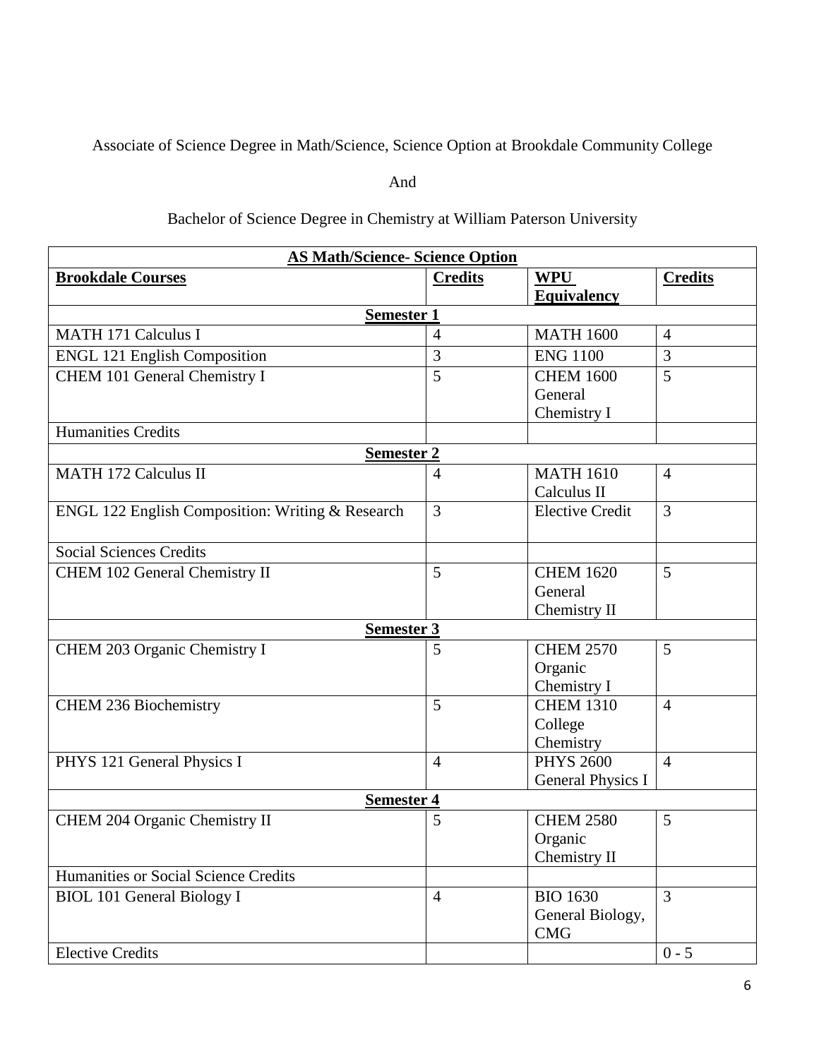Associate of Science Degree in Math/Science, Science Option at Brookdale Community College

And

Bachelor of Science Degree in Chemistry at William Paterson University

| **AS Math/Science- Science Option** | | | |
|---|---|---|---|
| **Brookdale Courses** | **Credits** | **WPU Equivalency** | **Credits** |
| **Semester 1** | | | |
| MATH 171 Calculus I | 4 | MATH 1600 | 4 |
| ENGL 121 English Composition | 3 | ENG 1100 | 3 |
| CHEM 101 General Chemistry I | 5 | CHEM 1600 General Chemistry I | 5 |
| Humanities Credits | | | |
| **Semester 2** | | | |
| MATH 172 Calculus II | 4 | MATH 1610 Calculus II | 4 |
| ENGL 122 English Composition: Writing & Research | 3 | Elective Credit | 3 |
| Social Sciences Credits | | | |
| CHEM 102 General Chemistry II | 5 | CHEM 1620 General Chemistry II | 5 |
| **Semester 3** | | | |
| CHEM 203 Organic Chemistry I | 5 | CHEM 2570 Organic Chemistry I | 5 |
| CHEM 236 Biochemistry | 5 | CHEM 1310 College Chemistry | 4 |
| PHYS 121 General Physics I | 4 | PHYS 2600 General Physics I | 4 |
| **Semester 4** | | | |
| CHEM 204 Organic Chemistry II | 5 | CHEM 2580 Organic Chemistry II | 5 |
| Humanities or Social Science Credits | | | |
| BIOL 101 General Biology I | 4 | BIO 1630 General Biology, CMG | 3 |
| Elective Credits | | | 0 - 5 |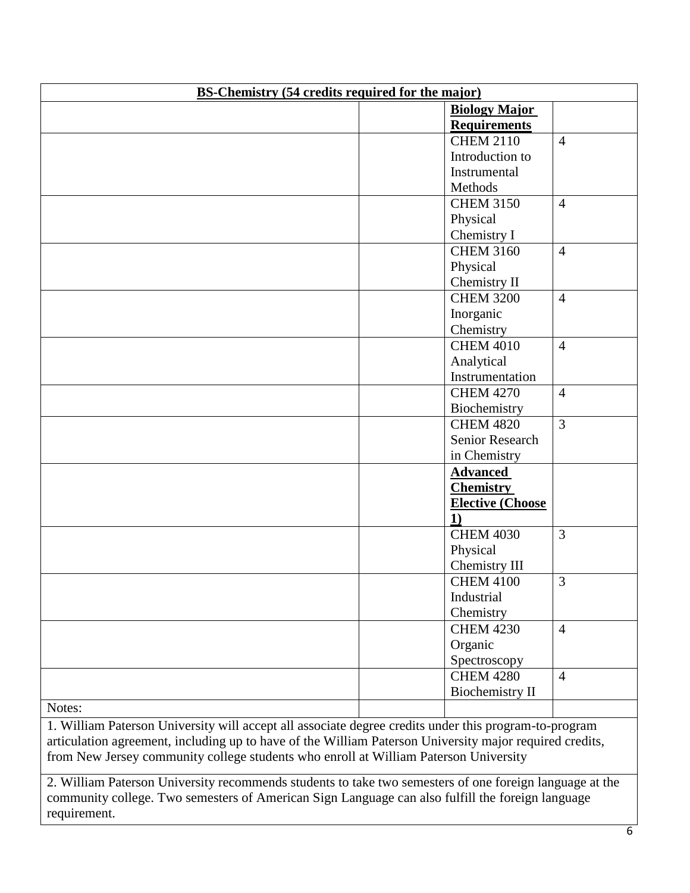| BS-Chemistry (54 credits required for the major) | | | |
|---|---|---|---|
| | | **Biology Major Requirements** | |
| | | CHEM 2110 Introduction to Instrumental Methods | 4 |
| | | CHEM 3150 Physical Chemistry I | 4 |
| | | CHEM 3160 Physical Chemistry II | 4 |
| | | CHEM 3200 Inorganic Chemistry | 4 |
| | | CHEM 4010 Analytical Instrumentation | 4 |
| | | CHEM 4270 Biochemistry | 4 |
| | | CHEM 4820 Senior Research in Chemistry | 3 |
| | | **Advanced Chemistry Elective (Choose 1)** | |
| | | CHEM 4030 Physical Chemistry III | 3 |
| | | CHEM 4100 Industrial Chemistry | 3 |
| | | CHEM 4230 Organic Spectroscopy | 4 |
| | | CHEM 4280 Biochemistry II | 4 |
| Notes: | | | |

1. William Paterson University will accept all associate degree credits under this program-to-program articulation agreement, including up to have of the William Paterson University major required credits, from New Jersey community college students who enroll at William Paterson University

2. William Paterson University recommends students to take two semesters of one foreign language at the community college. Two semesters of American Sign Language can also fulfill the foreign language requirement.